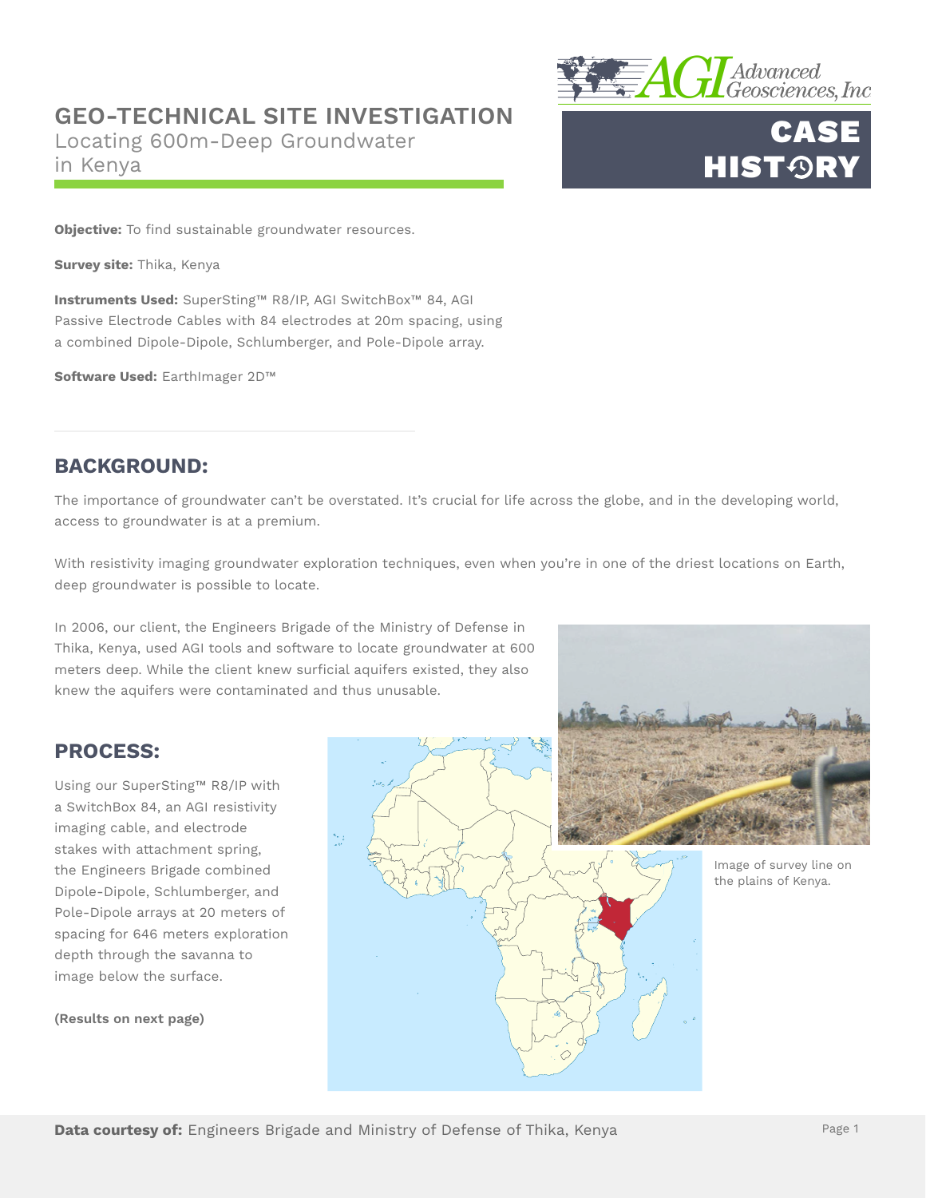# GEO-TECHNICAL SITE INVESTIGATION

Locating 600m-Deep Groundwater in Kenya

**CASE HISTORY**

**Objective:** To find sustainable groundwater resources.

**Survey site:** Thika, Kenya

**Instruments Used:** SuperSting™ R8/IP, AGI SwitchBox™ 84, AGI Passive Electrode Cables with 84 electrodes at 20m spacing, using a combined Dipole-Dipole, Schlumberger, and Pole-Dipole array.

**Software Used:** EarthImager 2D™

## BACKGROUND:

The importance of groundwater can't be overstated. It's crucial for life across the globe, and in the developing world, access to groundwater is at a premium.

With resistivity imaging groundwater exploration techniques, even when you're in one of the driest locations on Earth, deep groundwater is possible to locate.

In 2006, our client, the Engineers Brigade of the Ministry of Defense in Thika, Kenya, used AGI tools and software to locate groundwater at 600 meters deep. While the client knew surficial aquifers existed, they also knew the aquifers were contaminated and thus unusable.

## PROCESS:

Using our SuperSting™ R8/IP with a SwitchBox 84, an AGI resistivity imaging cable, and electrode stakes with attachment spring, the Engineers Brigade combined Dipole-Dipole, Schlumberger, and Pole-Dipole arrays at 20 meters of spacing for 646 meters exploration depth through the savanna to image below the surface.

**(Results on next page)**

Image of survey line on the plains of Kenya.

**Data courtesy of:** Engineers Brigade and Ministry of Defense of Thika, Kenya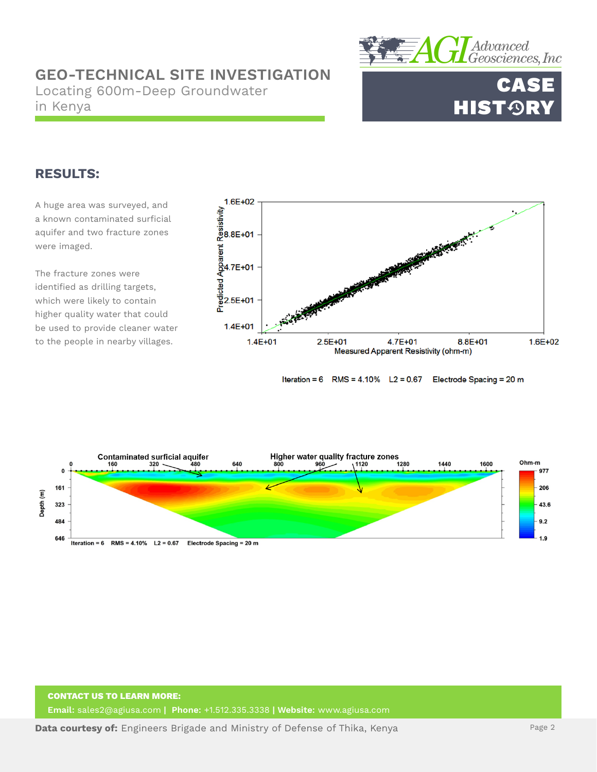# GEO-TECHNICAL SITE INVESTIGATION

Locating 600m-Deep Groundwater in Kenya

**CASE HISTORY**

## RESULTS:

A huge area was surveyed, and a known contaminated surficial aquifer and two fracture zones were imaged.

The fracture zones were identified as drilling targets, which were likely to contain higher quality water that could be used to provide cleaner water to the people in nearby villages.

1.6E+02
8.8E+01
4.7E+01
2.5E+01
1.4E+01
Predicted Apparent Resistivity
1.4E+01 2.5E+01 4.7E+01 8.8E+01 1.6E+02
Measured Apparent Resistivity (ohm-m)

Iteration = 6 RMS = 4.10% L2 = 0.67 Electrode Spacing = 20 m

Contaminated surficial aquifer
Higher water quality fracture zones
0 160 320 480 640 800 960 1120 1280 1440 1600
Depth (m) 0 161 323 484 646
Ohm-m 977 206 43.6 9.2 1.9
Iteration = 6 RMS = 4.10% L2 = 0.67 Electrode Spacing = 20 m

**CONTACT US TO LEARN MORE:**

**Email:** sales2@agiusa.com | **Phone:** +1.512.335.3338 | **Website:** www.agiusa.com

**Data courtesy of:** Engineers Brigade and Ministry of Defense of Thika, Kenya